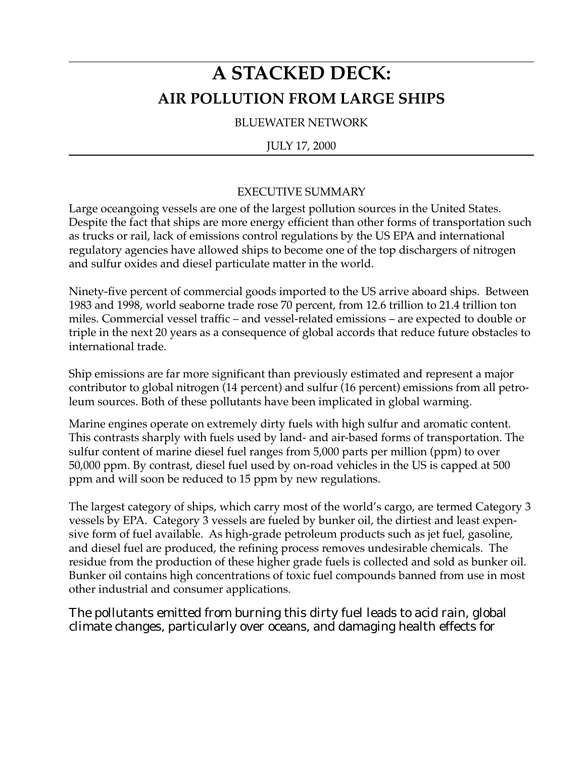# A STACKED DECK:

## AIR POLLUTION FROM LARGE SHIPS

BLUEWATER NETWORK

JULY 17, 2000

EXECUTIVE SUMMARY

Large oceangoing vessels are one of the largest pollution sources in the United States. Despite the fact that ships are more energy efficient than other forms of transportation such as trucks or rail, lack of emissions control regulations by the US EPA and international regulatory agencies have allowed ships to become one of the top dischargers of nitrogen and sulfur oxides and diesel particulate matter in the world.

Ninety-five percent of commercial goods imported to the US arrive aboard ships. Between 1983 and 1998, world seaborne trade rose 70 percent, from 12.6 trillion to 21.4 trillion ton miles. Commercial vessel traffic – and vessel-related emissions – are expected to double or triple in the next 20 years as a consequence of global accords that reduce future obstacles to international trade.

Ship emissions are far more significant than previously estimated and represent a major contributor to global nitrogen (14 percent) and sulfur (16 percent) emissions from all petroleum sources. Both of these pollutants have been implicated in global warming.

Marine engines operate on extremely dirty fuels with high sulfur and aromatic content. This contrasts sharply with fuels used by land- and air-based forms of transportation. The sulfur content of marine diesel fuel ranges from 5,000 parts per million (ppm) to over 50,000 ppm. By contrast, diesel fuel used by on-road vehicles in the US is capped at 500 ppm and will soon be reduced to 15 ppm by new regulations.

The largest category of ships, which carry most of the world's cargo, are termed Category 3 vessels by EPA. Category 3 vessels are fueled by bunker oil, the dirtiest and least expensive form of fuel available. As high-grade petroleum products such as jet fuel, gasoline, and diesel fuel are produced, the refining process removes undesirable chemicals. The residue from the production of these higher grade fuels is collected and sold as bunker oil. Bunker oil contains high concentrations of toxic fuel compounds banned from use in most other industrial and consumer applications.

The pollutants emitted from burning this dirty fuel leads to acid rain, global climate changes, particularly over oceans, and damaging health effects for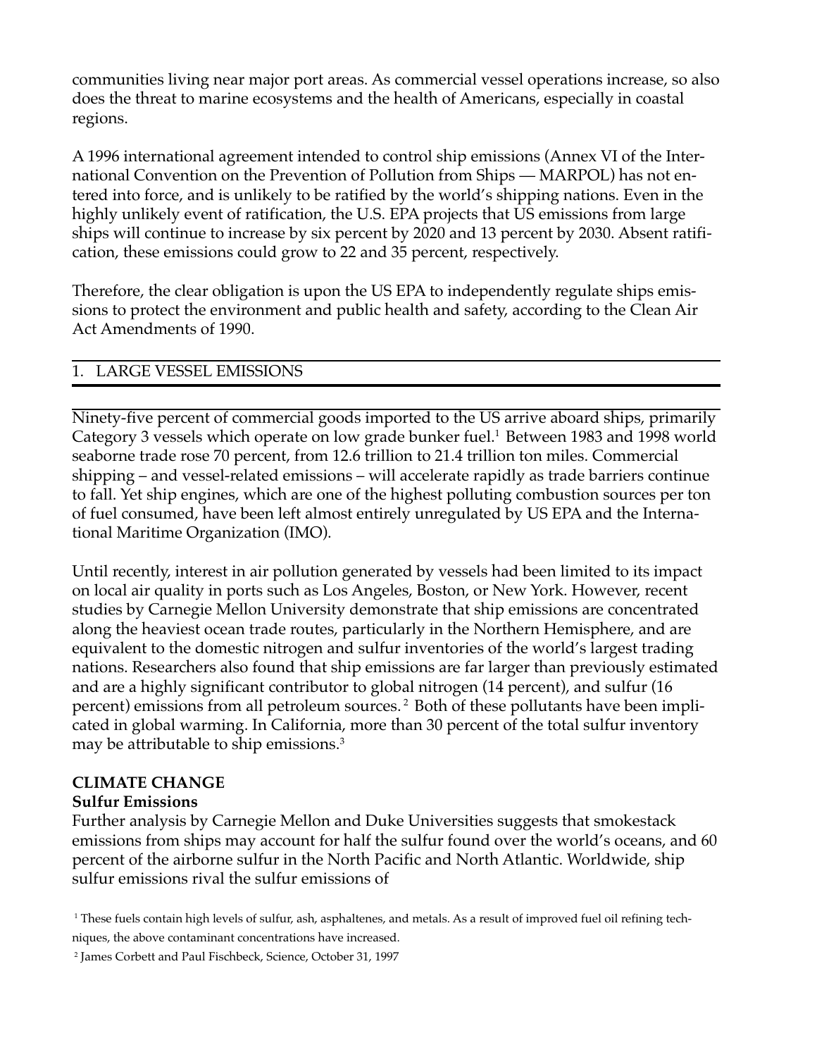communities living near major port areas. As commercial vessel operations increase, so also does the threat to marine ecosystems and the health of Americans, especially in coastal regions.

A 1996 international agreement intended to control ship emissions (Annex VI of the International Convention on the Prevention of Pollution from Ships — MARPOL) has not entered into force, and is unlikely to be ratified by the world's shipping nations. Even in the highly unlikely event of ratification, the U.S. EPA projects that US emissions from large ships will continue to increase by six percent by 2020 and 13 percent by 2030. Absent ratification, these emissions could grow to 22 and 35 percent, respectively.

Therefore, the clear obligation is upon the US EPA to independently regulate ships emissions to protect the environment and public health and safety, according to the Clean Air Act Amendments of 1990.

## 1. LARGE VESSEL EMISSIONS

Ninety-five percent of commercial goods imported to the US arrive aboard ships, primarily Category 3 vessels which operate on low grade bunker fuel.[1] Between 1983 and 1998 world seaborne trade rose 70 percent, from 12.6 trillion to 21.4 trillion ton miles. Commercial shipping – and vessel-related emissions – will accelerate rapidly as trade barriers continue to fall. Yet ship engines, which are one of the highest polluting combustion sources per ton of fuel consumed, have been left almost entirely unregulated by US EPA and the International Maritime Organization (IMO).

Until recently, interest in air pollution generated by vessels had been limited to its impact on local air quality in ports such as Los Angeles, Boston, or New York. However, recent studies by Carnegie Mellon University demonstrate that ship emissions are concentrated along the heaviest ocean trade routes, particularly in the Northern Hemisphere, and are equivalent to the domestic nitrogen and sulfur inventories of the world's largest trading nations. Researchers also found that ship emissions are far larger than previously estimated and are a highly significant contributor to global nitrogen (14 percent), and sulfur (16 percent) emissions from all petroleum sources.[2] Both of these pollutants have been implicated in global warming. In California, more than 30 percent of the total sulfur inventory may be attributable to ship emissions.[3]

### CLIMATE CHANGE

#### Sulfur Emissions

Further analysis by Carnegie Mellon and Duke Universities suggests that smokestack emissions from ships may account for half the sulfur found over the world's oceans, and 60 percent of the airborne sulfur in the North Pacific and North Atlantic. Worldwide, ship sulfur emissions rival the sulfur emissions of

[1] These fuels contain high levels of sulfur, ash, asphaltenes, and metals. As a result of improved fuel oil refining techniques, the above contaminant concentrations have increased.

[2] James Corbett and Paul Fischbeck, Science, October 31, 1997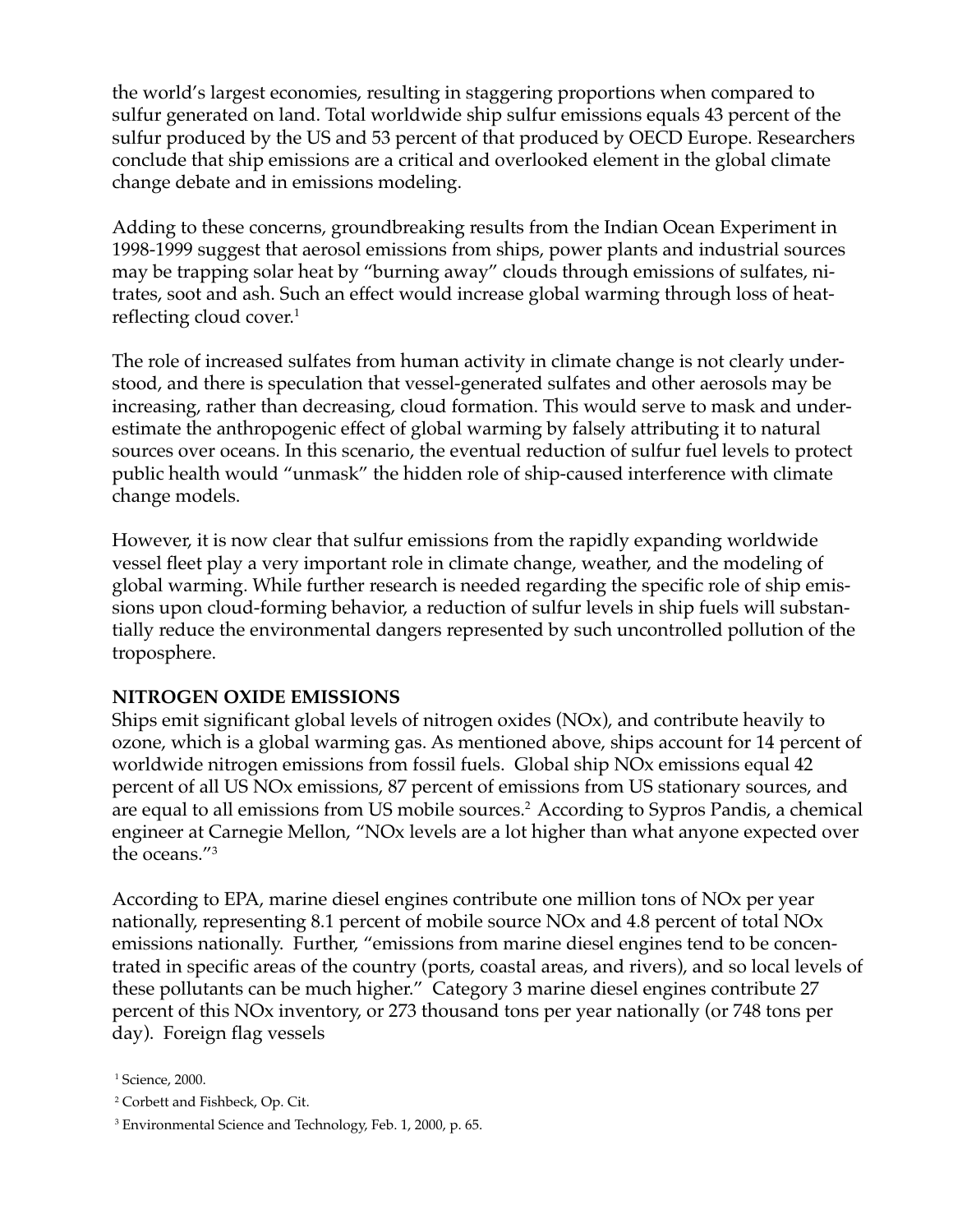the world's largest economies, resulting in staggering proportions when compared to sulfur generated on land. Total worldwide ship sulfur emissions equals 43 percent of the sulfur produced by the US and 53 percent of that produced by OECD Europe. Researchers conclude that ship emissions are a critical and overlooked element in the global climate change debate and in emissions modeling.

Adding to these concerns, groundbreaking results from the Indian Ocean Experiment in 1998-1999 suggest that aerosol emissions from ships, power plants and industrial sources may be trapping solar heat by "burning away" clouds through emissions of sulfates, nitrates, soot and ash. Such an effect would increase global warming through loss of heat-reflecting cloud cover.[1]

The role of increased sulfates from human activity in climate change is not clearly understood, and there is speculation that vessel-generated sulfates and other aerosols may be increasing, rather than decreasing, cloud formation. This would serve to mask and underestimate the anthropogenic effect of global warming by falsely attributing it to natural sources over oceans. In this scenario, the eventual reduction of sulfur fuel levels to protect public health would "unmask" the hidden role of ship-caused interference with climate change models.

However, it is now clear that sulfur emissions from the rapidly expanding worldwide vessel fleet play a very important role in climate change, weather, and the modeling of global warming. While further research is needed regarding the specific role of ship emissions upon cloud-forming behavior, a reduction of sulfur levels in ship fuels will substantially reduce the environmental dangers represented by such uncontrolled pollution of the troposphere.

**NITROGEN OXIDE EMISSIONS**

Ships emit significant global levels of nitrogen oxides (NOx), and contribute heavily to ozone, which is a global warming gas. As mentioned above, ships account for 14 percent of worldwide nitrogen emissions from fossil fuels. Global ship NOx emissions equal 42 percent of all US NOx emissions, 87 percent of emissions from US stationary sources, and are equal to all emissions from US mobile sources.[2] According to Sypros Pandis, a chemical engineer at Carnegie Mellon, "NOx levels are a lot higher than what anyone expected over the oceans."[3]

According to EPA, marine diesel engines contribute one million tons of NOx per year nationally, representing 8.1 percent of mobile source NOx and 4.8 percent of total NOx emissions nationally. Further, "emissions from marine diesel engines tend to be concentrated in specific areas of the country (ports, coastal areas, and rivers), and so local levels of these pollutants can be much higher." Category 3 marine diesel engines contribute 27 percent of this NOx inventory, or 273 thousand tons per year nationally (or 748 tons per day). Foreign flag vessels

[1] Science, 2000.

[2] Corbett and Fishbeck, Op. Cit.

[3] Environmental Science and Technology, Feb. 1, 2000, p. 65.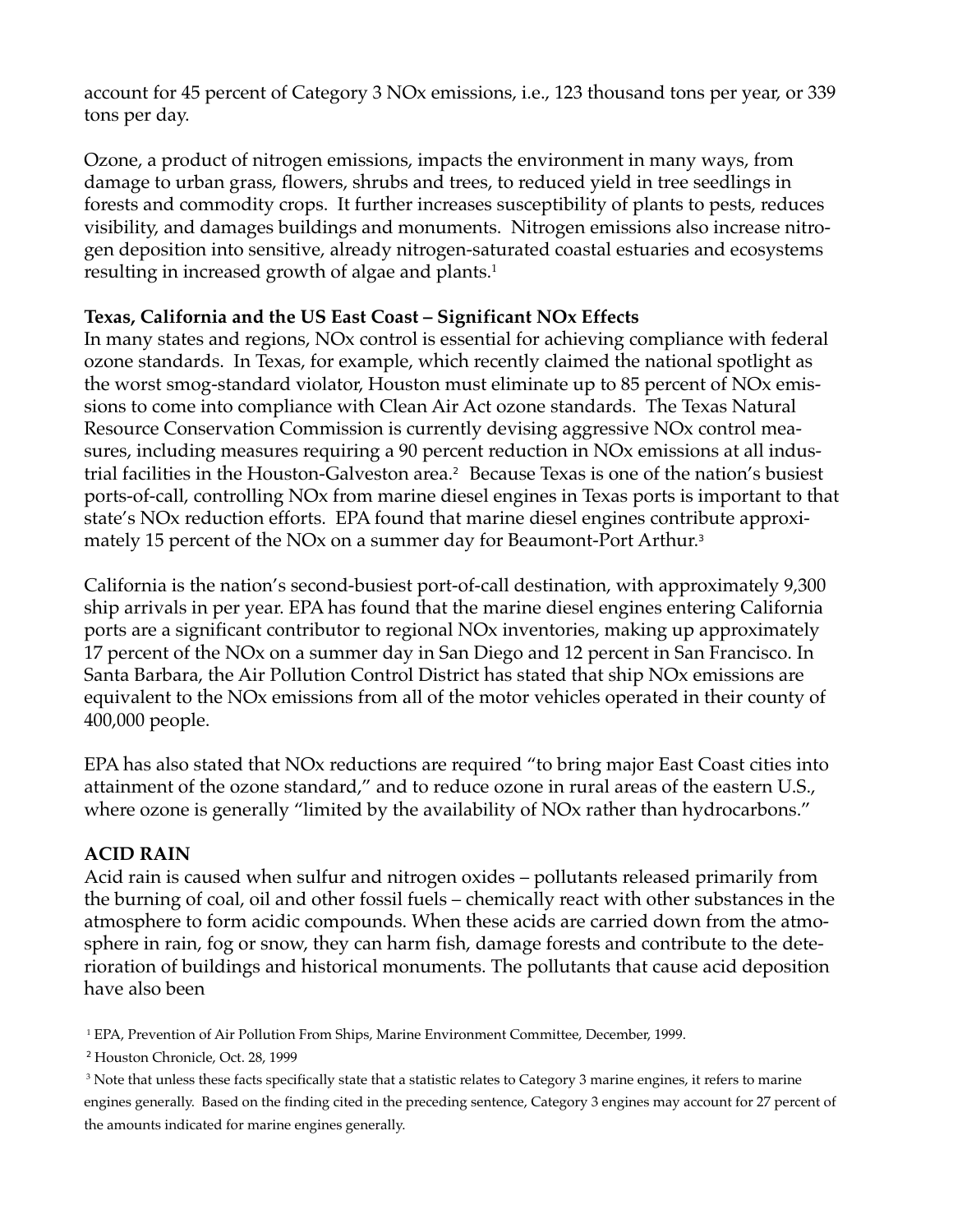account for 45 percent of Category 3 NOx emissions, i.e., 123 thousand tons per year, or 339 tons per day.

Ozone, a product of nitrogen emissions, impacts the environment in many ways, from damage to urban grass, flowers, shrubs and trees, to reduced yield in tree seedlings in forests and commodity crops. It further increases susceptibility of plants to pests, reduces visibility, and damages buildings and monuments. Nitrogen emissions also increase nitrogen deposition into sensitive, already nitrogen-saturated coastal estuaries and ecosystems resulting in increased growth of algae and plants.[1]

**Texas, California and the US East Coast – Significant NOx Effects**

In many states and regions, NOx control is essential for achieving compliance with federal ozone standards. In Texas, for example, which recently claimed the national spotlight as the worst smog-standard violator, Houston must eliminate up to 85 percent of NOx emissions to come into compliance with Clean Air Act ozone standards. The Texas Natural Resource Conservation Commission is currently devising aggressive NOx control measures, including measures requiring a 90 percent reduction in NOx emissions at all industrial facilities in the Houston-Galveston area.[2] Because Texas is one of the nation's busiest ports-of-call, controlling NOx from marine diesel engines in Texas ports is important to that state's NOx reduction efforts. EPA found that marine diesel engines contribute approximately 15 percent of the NOx on a summer day for Beaumont-Port Arthur.[3]

California is the nation's second-busiest port-of-call destination, with approximately 9,300 ship arrivals in per year. EPA has found that the marine diesel engines entering California ports are a significant contributor to regional NOx inventories, making up approximately 17 percent of the NOx on a summer day in San Diego and 12 percent in San Francisco. In Santa Barbara, the Air Pollution Control District has stated that ship NOx emissions are equivalent to the NOx emissions from all of the motor vehicles operated in their county of 400,000 people.

EPA has also stated that NOx reductions are required "to bring major East Coast cities into attainment of the ozone standard," and to reduce ozone in rural areas of the eastern U.S., where ozone is generally "limited by the availability of NOx rather than hydrocarbons."

**ACID RAIN**

Acid rain is caused when sulfur and nitrogen oxides – pollutants released primarily from the burning of coal, oil and other fossil fuels – chemically react with other substances in the atmosphere to form acidic compounds. When these acids are carried down from the atmosphere in rain, fog or snow, they can harm fish, damage forests and contribute to the deterioration of buildings and historical monuments. The pollutants that cause acid deposition have also been

[1] EPA, Prevention of Air Pollution From Ships, Marine Environment Committee, December, 1999.

[2] Houston Chronicle, Oct. 28, 1999

[3] Note that unless these facts specifically state that a statistic relates to Category 3 marine engines, it refers to marine engines generally. Based on the finding cited in the preceding sentence, Category 3 engines may account for 27 percent of the amounts indicated for marine engines generally.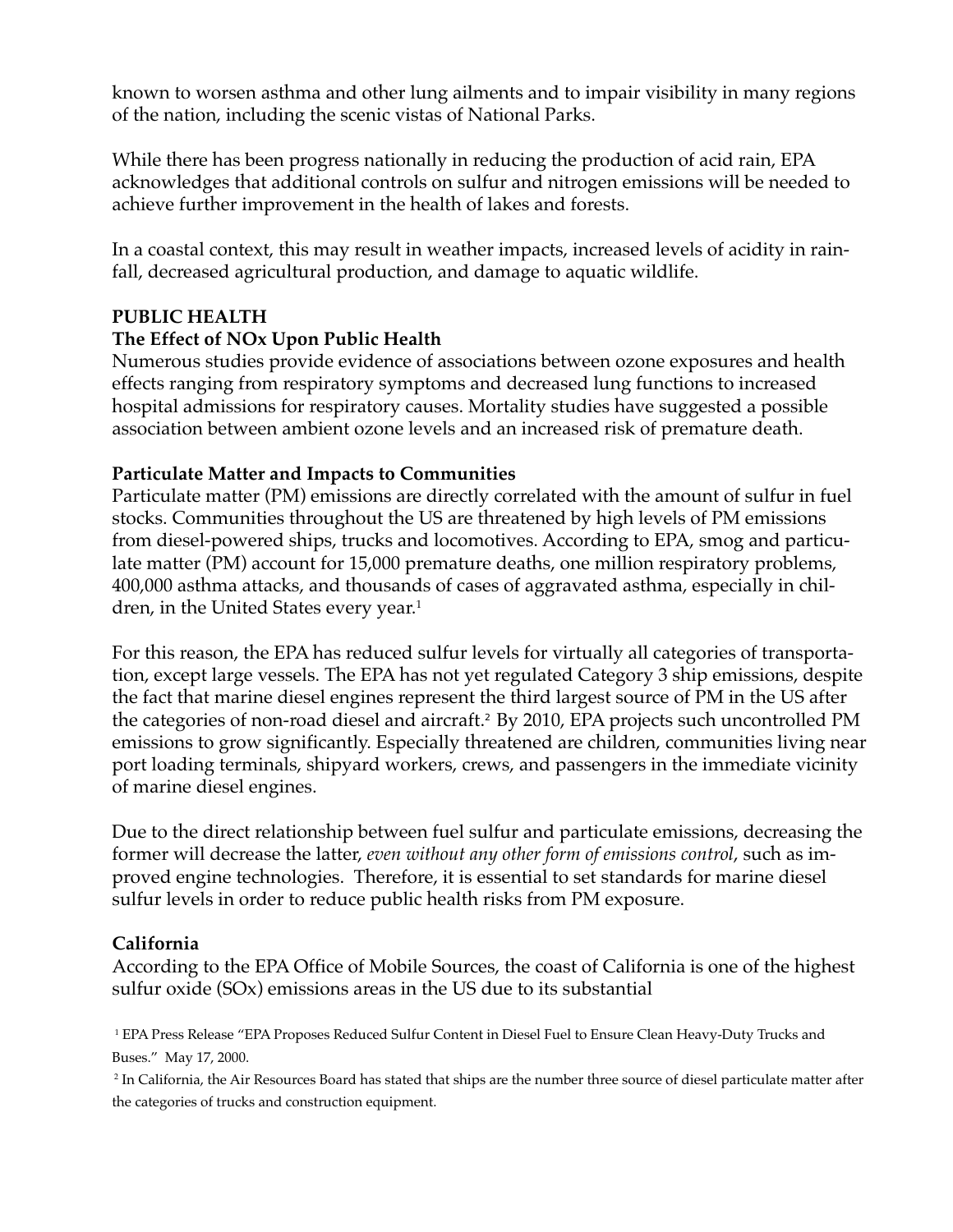known to worsen asthma and other lung ailments and to impair visibility in many regions of the nation, including the scenic vistas of National Parks.

While there has been progress nationally in reducing the production of acid rain, EPA acknowledges that additional controls on sulfur and nitrogen emissions will be needed to achieve further improvement in the health of lakes and forests.

In a coastal context, this may result in weather impacts, increased levels of acidity in rainfall, decreased agricultural production, and damage to aquatic wildlife.

**PUBLIC HEALTH**

**The Effect of NOx Upon Public Health**

Numerous studies provide evidence of associations between ozone exposures and health effects ranging from respiratory symptoms and decreased lung functions to increased hospital admissions for respiratory causes. Mortality studies have suggested a possible association between ambient ozone levels and an increased risk of premature death.

**Particulate Matter and Impacts to Communities**

Particulate matter (PM) emissions are directly correlated with the amount of sulfur in fuel stocks. Communities throughout the US are threatened by high levels of PM emissions from diesel-powered ships, trucks and locomotives. According to EPA, smog and particulate matter (PM) account for 15,000 premature deaths, one million respiratory problems, 400,000 asthma attacks, and thousands of cases of aggravated asthma, especially in children, in the United States every year.[1]

For this reason, the EPA has reduced sulfur levels for virtually all categories of transportation, except large vessels. The EPA has not yet regulated Category 3 ship emissions, despite the fact that marine diesel engines represent the third largest source of PM in the US after the categories of non-road diesel and aircraft.[2] By 2010, EPA projects such uncontrolled PM emissions to grow significantly. Especially threatened are children, communities living near port loading terminals, shipyard workers, crews, and passengers in the immediate vicinity of marine diesel engines.

Due to the direct relationship between fuel sulfur and particulate emissions, decreasing the former will decrease the latter, *even without any other form of emissions control*, such as improved engine technologies. Therefore, it is essential to set standards for marine diesel sulfur levels in order to reduce public health risks from PM exposure.

**California**

According to the EPA Office of Mobile Sources, the coast of California is one of the highest sulfur oxide (SOx) emissions areas in the US due to its substantial

[1] EPA Press Release "EPA Proposes Reduced Sulfur Content in Diesel Fuel to Ensure Clean Heavy-Duty Trucks and Buses." May 17, 2000.

[2] In California, the Air Resources Board has stated that ships are the number three source of diesel particulate matter after the categories of trucks and construction equipment.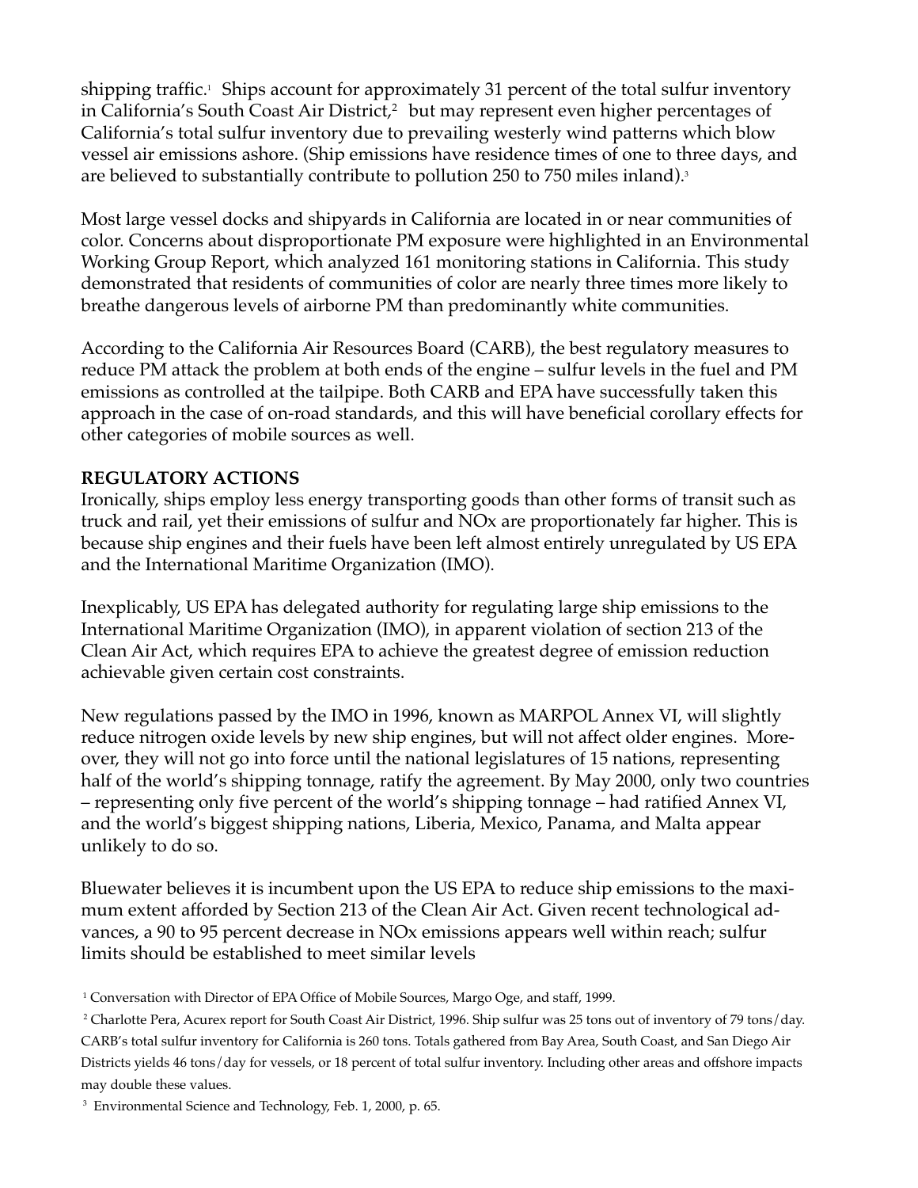shipping traffic.[1] Ships account for approximately 31 percent of the total sulfur inventory in California's South Coast Air District,[2] but may represent even higher percentages of California's total sulfur inventory due to prevailing westerly wind patterns which blow vessel air emissions ashore. (Ship emissions have residence times of one to three days, and are believed to substantially contribute to pollution 250 to 750 miles inland).[3]

Most large vessel docks and shipyards in California are located in or near communities of color. Concerns about disproportionate PM exposure were highlighted in an Environmental Working Group Report, which analyzed 161 monitoring stations in California. This study demonstrated that residents of communities of color are nearly three times more likely to breathe dangerous levels of airborne PM than predominantly white communities.

According to the California Air Resources Board (CARB), the best regulatory measures to reduce PM attack the problem at both ends of the engine – sulfur levels in the fuel and PM emissions as controlled at the tailpipe. Both CARB and EPA have successfully taken this approach in the case of on-road standards, and this will have beneficial corollary effects for other categories of mobile sources as well.

**REGULATORY ACTIONS**

Ironically, ships employ less energy transporting goods than other forms of transit such as truck and rail, yet their emissions of sulfur and NOx are proportionately far higher. This is because ship engines and their fuels have been left almost entirely unregulated by US EPA and the International Maritime Organization (IMO).

Inexplicably, US EPA has delegated authority for regulating large ship emissions to the International Maritime Organization (IMO), in apparent violation of section 213 of the Clean Air Act, which requires EPA to achieve the greatest degree of emission reduction achievable given certain cost constraints.

New regulations passed by the IMO in 1996, known as MARPOL Annex VI, will slightly reduce nitrogen oxide levels by new ship engines, but will not affect older engines. Moreover, they will not go into force until the national legislatures of 15 nations, representing half of the world's shipping tonnage, ratify the agreement. By May 2000, only two countries – representing only five percent of the world's shipping tonnage – had ratified Annex VI, and the world's biggest shipping nations, Liberia, Mexico, Panama, and Malta appear unlikely to do so.

Bluewater believes it is incumbent upon the US EPA to reduce ship emissions to the maximum extent afforded by Section 213 of the Clean Air Act. Given recent technological advances, a 90 to 95 percent decrease in NOx emissions appears well within reach; sulfur limits should be established to meet similar levels

[1] Conversation with Director of EPA Office of Mobile Sources, Margo Oge, and staff, 1999.

[2] Charlotte Pera, Acurex report for South Coast Air District, 1996. Ship sulfur was 25 tons out of inventory of 79 tons/day. CARB's total sulfur inventory for California is 260 tons. Totals gathered from Bay Area, South Coast, and San Diego Air Districts yields 46 tons/day for vessels, or 18 percent of total sulfur inventory. Including other areas and offshore impacts may double these values.

[3] Environmental Science and Technology, Feb. 1, 2000, p. 65.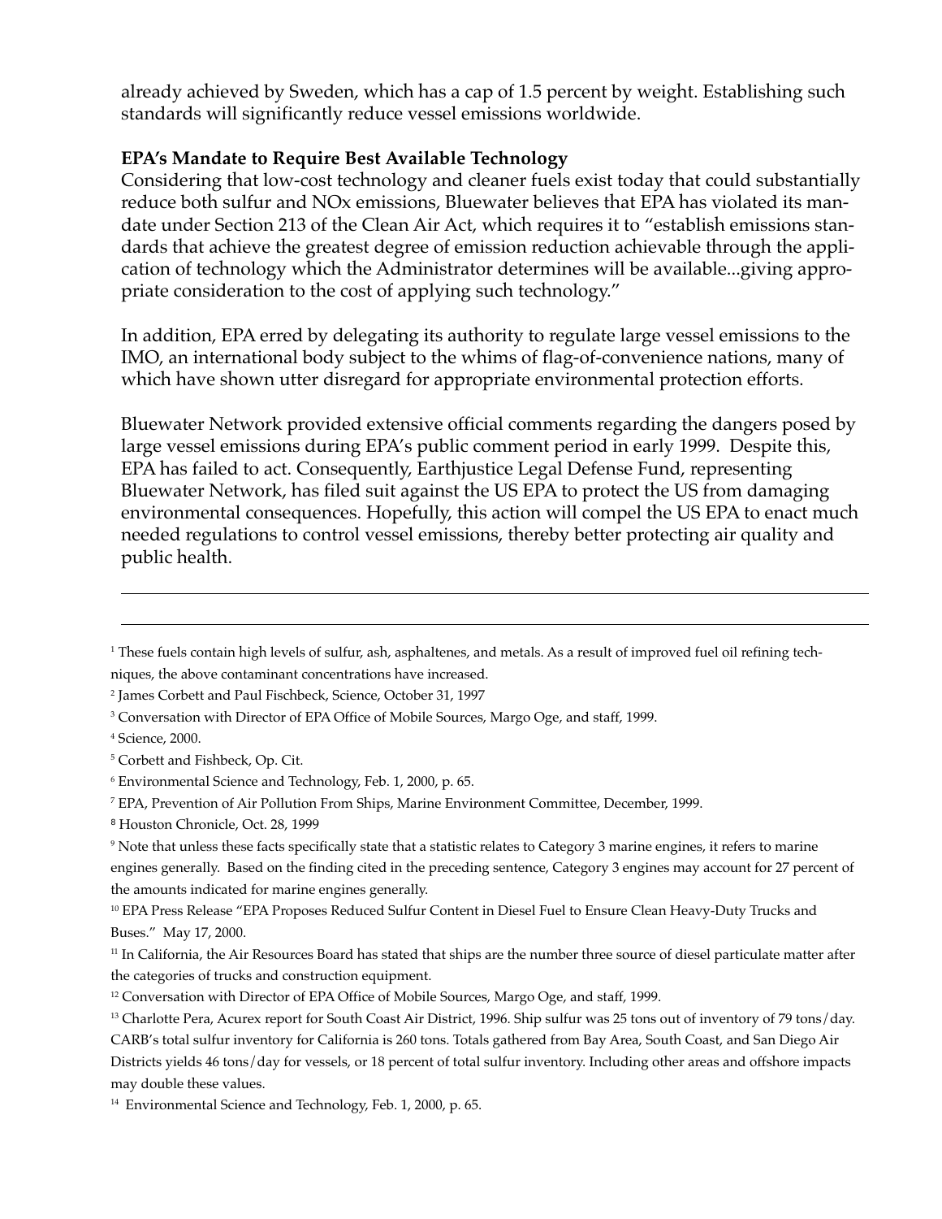already achieved by Sweden, which has a cap of 1.5 percent by weight. Establishing such standards will significantly reduce vessel emissions worldwide.

**EPA's Mandate to Require Best Available Technology**

Considering that low-cost technology and cleaner fuels exist today that could substantially reduce both sulfur and NOx emissions, Bluewater believes that EPA has violated its mandate under Section 213 of the Clean Air Act, which requires it to "establish emissions standards that achieve the greatest degree of emission reduction achievable through the application of technology which the Administrator determines will be available...giving appropriate consideration to the cost of applying such technology."

In addition, EPA erred by delegating its authority to regulate large vessel emissions to the IMO, an international body subject to the whims of flag-of-convenience nations, many of which have shown utter disregard for appropriate environmental protection efforts.

Bluewater Network provided extensive official comments regarding the dangers posed by large vessel emissions during EPA's public comment period in early 1999. Despite this, EPA has failed to act. Consequently, Earthjustice Legal Defense Fund, representing Bluewater Network, has filed suit against the US EPA to protect the US from damaging environmental consequences. Hopefully, this action will compel the US EPA to enact much needed regulations to control vessel emissions, thereby better protecting air quality and public health.

---

[1] These fuels contain high levels of sulfur, ash, asphaltenes, and metals. As a result of improved fuel oil refining techniques, the above contaminant concentrations have increased.

[2] James Corbett and Paul Fischbeck, Science, October 31, 1997

[3] Conversation with Director of EPA Office of Mobile Sources, Margo Oge, and staff, 1999.

[4] Science, 2000.

[5] Corbett and Fishbeck, Op. Cit.

[6] Environmental Science and Technology, Feb. 1, 2000, p. 65.

[7] EPA, Prevention of Air Pollution From Ships, Marine Environment Committee, December, 1999.

[8] Houston Chronicle, Oct. 28, 1999

[9] Note that unless these facts specifically state that a statistic relates to Category 3 marine engines, it refers to marine engines generally. Based on the finding cited in the preceding sentence, Category 3 engines may account for 27 percent of the amounts indicated for marine engines generally.

[10] EPA Press Release "EPA Proposes Reduced Sulfur Content in Diesel Fuel to Ensure Clean Heavy-Duty Trucks and Buses." May 17, 2000.

[11] In California, the Air Resources Board has stated that ships are the number three source of diesel particulate matter after the categories of trucks and construction equipment.

[12] Conversation with Director of EPA Office of Mobile Sources, Margo Oge, and staff, 1999.

[13] Charlotte Pera, Acurex report for South Coast Air District, 1996. Ship sulfur was 25 tons out of inventory of 79 tons/day. CARB's total sulfur inventory for California is 260 tons. Totals gathered from Bay Area, South Coast, and San Diego Air Districts yields 46 tons/day for vessels, or 18 percent of total sulfur inventory. Including other areas and offshore impacts may double these values.

[14] Environmental Science and Technology, Feb. 1, 2000, p. 65.